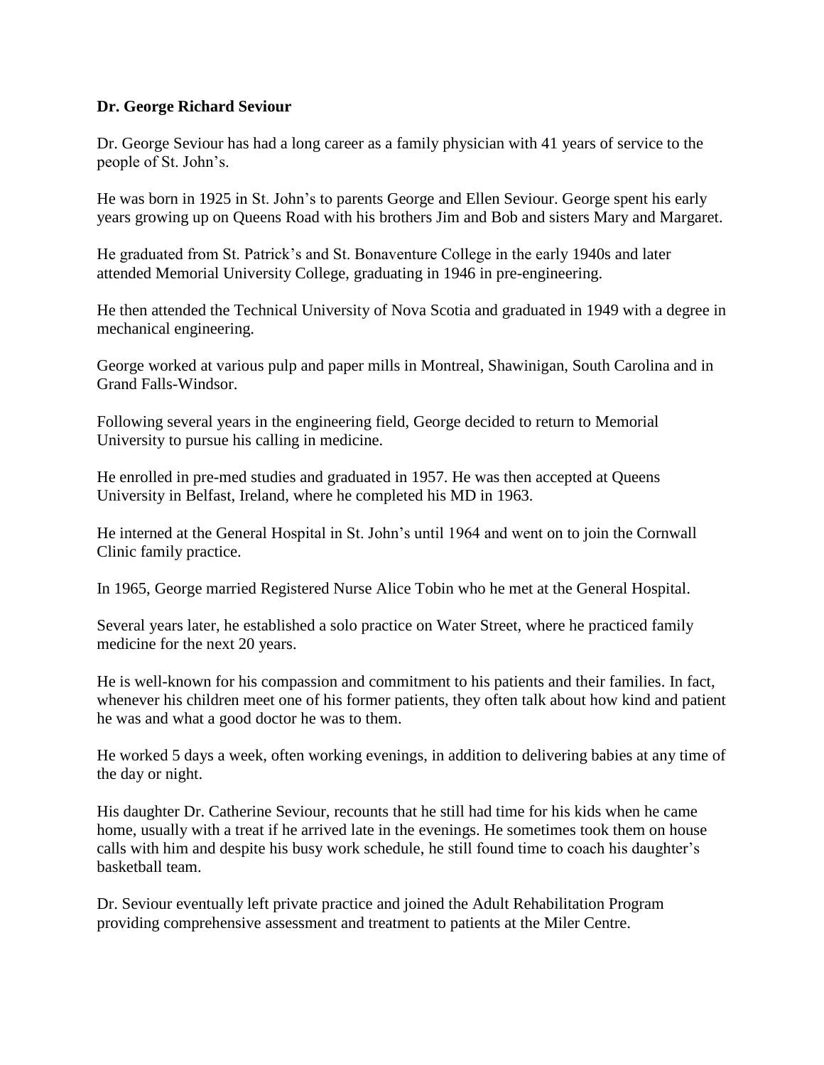**Dr. George Richard Seviour**

Dr. George Seviour has had a long career as a family physician with 41 years of service to the people of St. John's.

He was born in 1925 in St. John's to parents George and Ellen Seviour. George spent his early years growing up on Queens Road with his brothers Jim and Bob and sisters Mary and Margaret.

He graduated from St. Patrick's and St. Bonaventure College in the early 1940s and later attended Memorial University College, graduating in 1946 in pre-engineering.

He then attended the Technical University of Nova Scotia and graduated in 1949 with a degree in mechanical engineering.

George worked at various pulp and paper mills in Montreal, Shawinigan, South Carolina and in Grand Falls-Windsor.

Following several years in the engineering field, George decided to return to Memorial University to pursue his calling in medicine.

He enrolled in pre-med studies and graduated in 1957. He was then accepted at Queens University in Belfast, Ireland, where he completed his MD in 1963.

He interned at the General Hospital in St. John's until 1964 and went on to join the Cornwall Clinic family practice.

In 1965, George married Registered Nurse Alice Tobin who he met at the General Hospital.

Several years later, he established a solo practice on Water Street, where he practiced family medicine for the next 20 years.

He is well-known for his compassion and commitment to his patients and their families. In fact, whenever his children meet one of his former patients, they often talk about how kind and patient he was and what a good doctor he was to them.

He worked 5 days a week, often working evenings, in addition to delivering babies at any time of the day or night.

His daughter Dr. Catherine Seviour, recounts that he still had time for his kids when he came home, usually with a treat if he arrived late in the evenings. He sometimes took them on house calls with him and despite his busy work schedule, he still found time to coach his daughter's basketball team.

Dr. Seviour eventually left private practice and joined the Adult Rehabilitation Program providing comprehensive assessment and treatment to patients at the Miler Centre.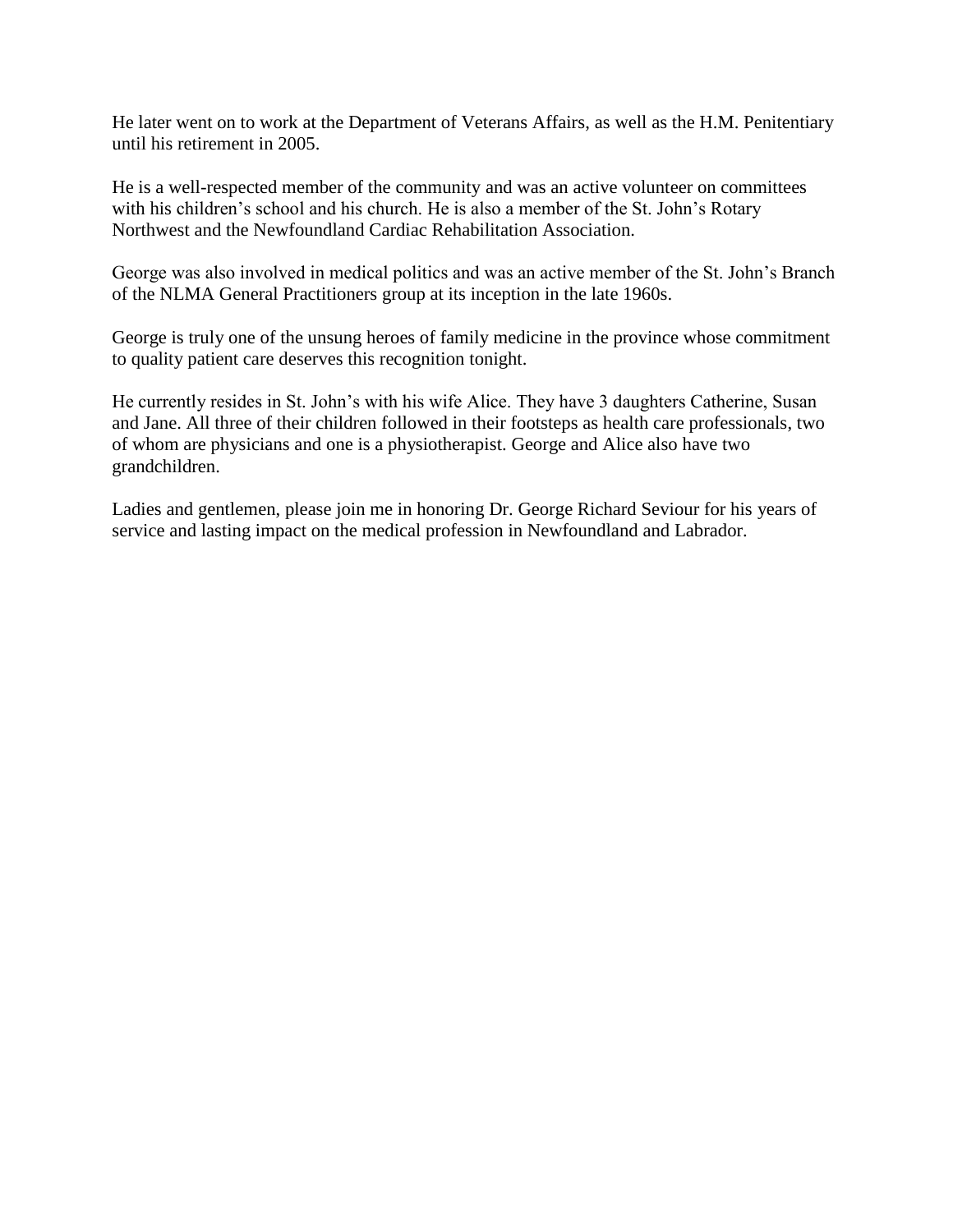He later went on to work at the Department of Veterans Affairs, as well as the H.M. Penitentiary until his retirement in 2005.

He is a well-respected member of the community and was an active volunteer on committees with his children's school and his church. He is also a member of the St. John's Rotary Northwest and the Newfoundland Cardiac Rehabilitation Association.

George was also involved in medical politics and was an active member of the St. John's Branch of the NLMA General Practitioners group at its inception in the late 1960s.

George is truly one of the unsung heroes of family medicine in the province whose commitment to quality patient care deserves this recognition tonight.

He currently resides in St. John's with his wife Alice. They have 3 daughters Catherine, Susan and Jane. All three of their children followed in their footsteps as health care professionals, two of whom are physicians and one is a physiotherapist. George and Alice also have two grandchildren.

Ladies and gentlemen, please join me in honoring Dr. George Richard Seviour for his years of service and lasting impact on the medical profession in Newfoundland and Labrador.